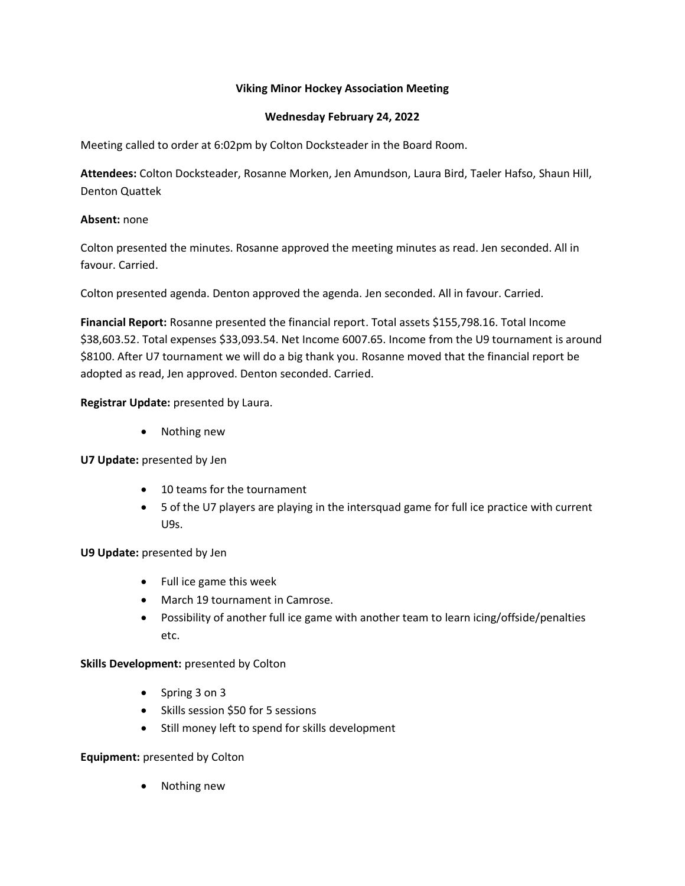**Viking Minor Hockey Association Meeting**

**Wednesday February 24, 2022**

Meeting called to order at 6:02pm by Colton Docksteader in the Board Room.

**Attendees:** Colton Docksteader, Rosanne Morken, Jen Amundson, Laura Bird, Taeler Hafso, Shaun Hill, Denton Quattek

**Absent:** none

Colton presented the minutes. Rosanne approved the meeting minutes as read. Jen seconded. All in favour. Carried.

Colton presented agenda. Denton approved the agenda. Jen seconded. All in favour. Carried.

**Financial Report:** Rosanne presented the financial report. Total assets $155,798.16. Total Income $38,603.52. Total expenses $33,093.54. Net Income 6007.65. Income from the U9 tournament is around $8100. After U7 tournament we will do a big thank you. Rosanne moved that the financial report be adopted as read, Jen approved. Denton seconded. Carried.

**Registrar Update:** presented by Laura.

- Nothing new

**U7 Update:** presented by Jen

- 10 teams for the tournament
- 5 of the U7 players are playing in the intersquad game for full ice practice with current U9s.

**U9 Update:** presented by Jen

- Full ice game this week
- March 19 tournament in Camrose.
- Possibility of another full ice game with another team to learn icing/offside/penalties etc.

**Skills Development:** presented by Colton

- Spring 3 on 3
- Skills session $50 for 5 sessions
- Still money left to spend for skills development

**Equipment:** presented by Colton

- Nothing new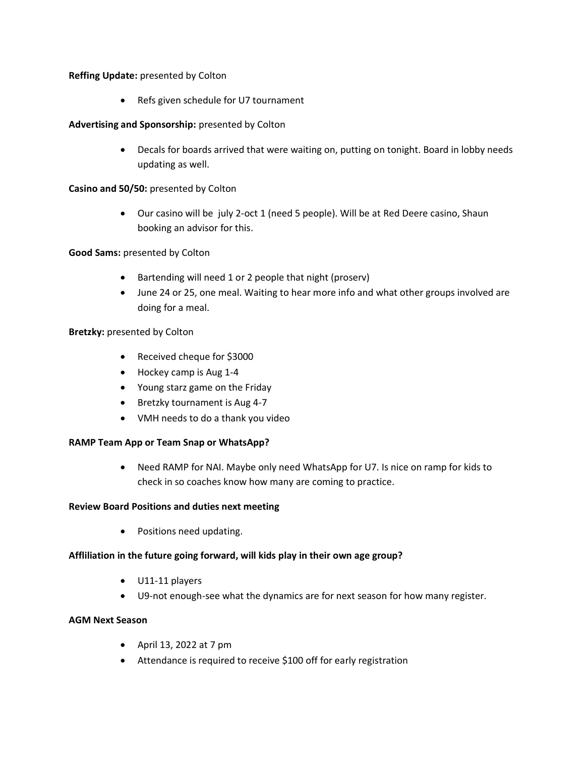**Reffing Update:** presented by Colton

- Refs given schedule for U7 tournament

**Advertising and Sponsorship:** presented by Colton

- Decals for boards arrived that were waiting on, putting on tonight. Board in lobby needs updating as well.

**Casino and 50/50:** presented by Colton

- Our casino will be  july 2-oct 1 (need 5 people). Will be at Red Deere casino, Shaun booking an advisor for this.

**Good Sams:** presented by Colton

- Bartending will need 1 or 2 people that night (proserv)
- June 24 or 25, one meal. Waiting to hear more info and what other groups involved are doing for a meal.

**Bretzky:** presented by Colton

- Received cheque for $3000
- Hockey camp is Aug 1-4
- Young starz game on the Friday
- Bretzky tournament is Aug 4-7
- VMH needs to do a thank you video

**RAMP Team App or Team Snap or WhatsApp?**

- Need RAMP for NAI. Maybe only need WhatsApp for U7. Is nice on ramp for kids to check in so coaches know how many are coming to practice.

**Review Board Positions and duties next meeting**

- Positions need updating.

**Afflliliation in the future going forward, will kids play in their own age group?**

- U11-11 players
- U9-not enough-see what the dynamics are for next season for how many register.

**AGM Next Season**

- April 13, 2022 at 7 pm
- Attendance is required to receive $100 off for early registration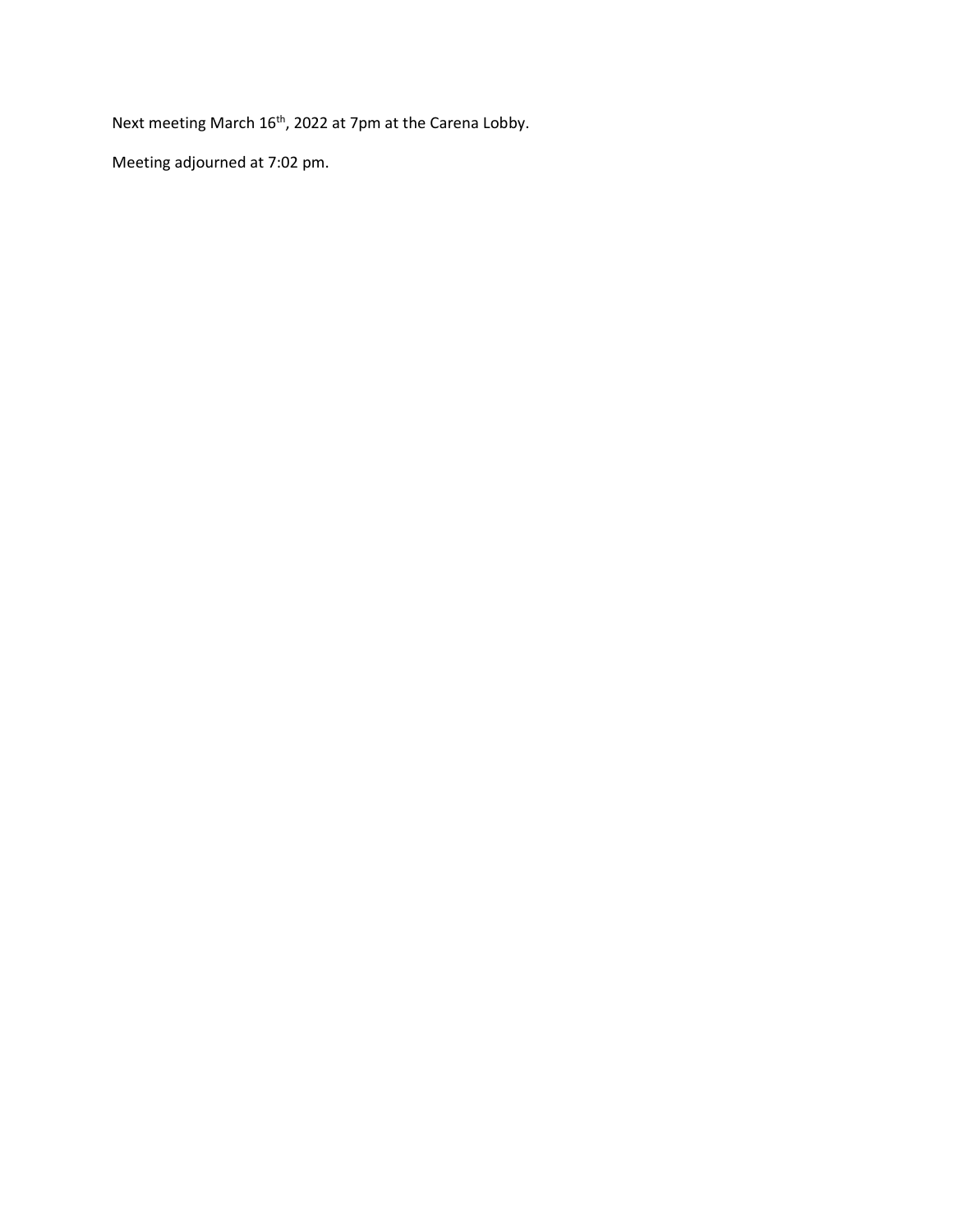Next meeting March 16th, 2022 at 7pm at the Carena Lobby.

Meeting adjourned at 7:02 pm.